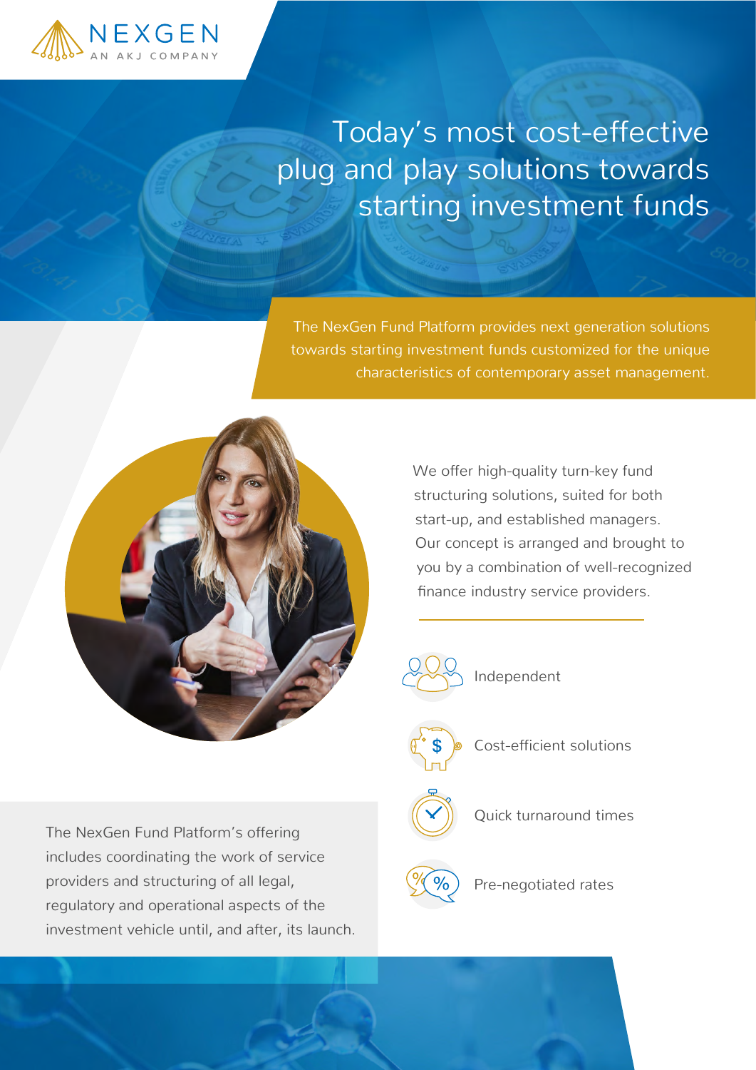NEXGEN

AN AKJ COMPANY

# Today's most cost-effective plug and play solutions towards starting investment funds

The NexGen Fund Platform provides next generation solutions towards starting investment funds customized for the unique characteristics of contemporary asset management.

We offer high-quality turn-key fund structuring solutions, suited for both start-up, and established managers. Our concept is arranged and brought to you by a combination of well-recognized finance industry service providers.

- Independent
- Cost-efficient solutions
- Quick turnaround times
- Pre-negotiated rates

The NexGen Fund Platform's offering includes coordinating the work of service providers and structuring of all legal, regulatory and operational aspects of the investment vehicle until, and after, its launch.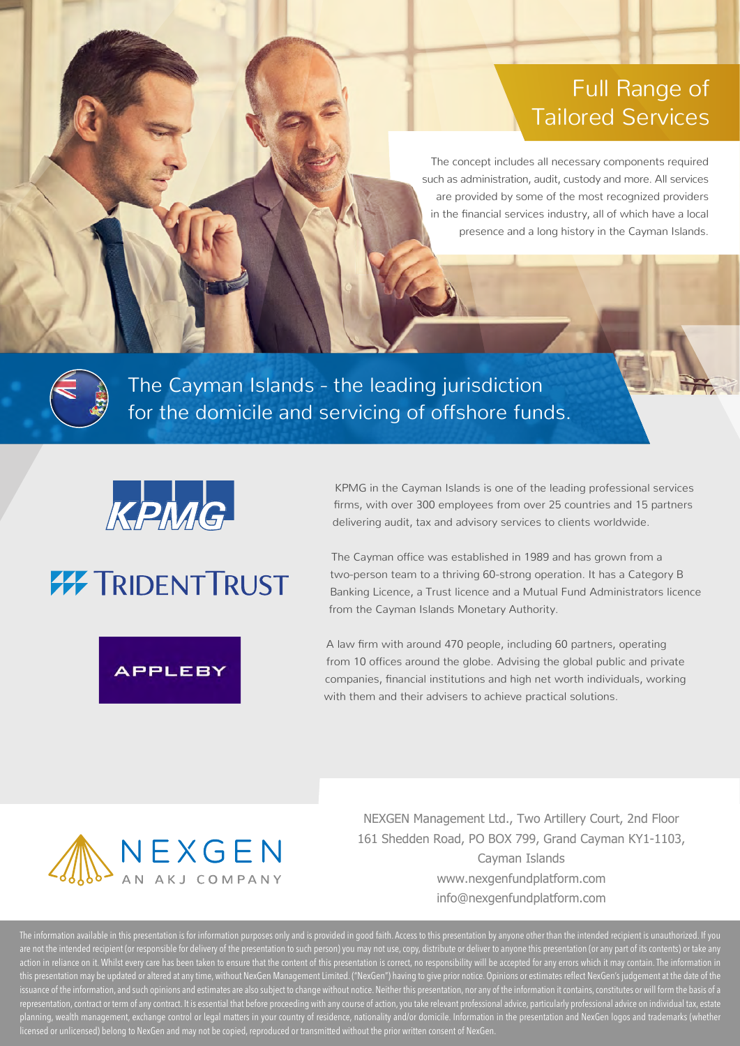## Full Range of Tailored Services

The concept includes all necessary components required such as administration, audit, custody and more. All services are provided by some of the most recognized providers in the financial services industry, all of which have a local presence and a long history in the Cayman Islands.

## The Cayman Islands - the leading jurisdiction for the domicile and servicing of offshore funds.

**KPMG**

KPMG in the Cayman Islands is one of the leading professional services firms, with over 300 employees from over 25 countries and 15 partners delivering audit, tax and advisory services to clients worldwide.

**TRIDENT TRUST**

The Cayman office was established in 1989 and has grown from a two-person team to a thriving 60-strong operation. It has a Category B Banking Licence, a Trust licence and a Mutual Fund Administrators licence from the Cayman Islands Monetary Authority.

**APPLEBY**

A law firm with around 470 people, including 60 partners, operating from 10 offices around the globe. Advising the global public and private companies, financial institutions and high net worth individuals, working with them and their advisers to achieve practical solutions.

**NEXGEN**
AN AKJ COMPANY

NEXGEN Management Ltd., Two Artillery Court, 2nd Floor
161 Shedden Road, PO BOX 799, Grand Cayman KY1-1103,
Cayman Islands
www.nexgenfundplatform.com
info@nexgenfundplatform.com

The information available in this presentation is for information purposes only and is provided in good faith. Access to this presentation by anyone other than the intended recipient is unauthorized. If you are not the intended recipient (or responsible for delivery of the presentation to such person) you may not use, copy, distribute or deliver to anyone this presentation (or any part of its contents) or take any action in reliance on it. Whilst every care has been taken to ensure that the content of this presentation is correct, no responsibility will be accepted for any errors which it may contain. The information in this presentation may be updated or altered at any time, without NexGen Management Limited. ("NexGen") having to give prior notice. Opinions or estimates reflect NexGen's judgement at the date of the issuance of the information, and such opinions and estimates are also subject to change without notice. Neither this presentation, nor any of the information it contains, constitutes or will form the basis of a representation, contract or term of any contract. It is essential that before proceeding with any course of action, you take relevant professional advice, particularly professional advice on individual tax, estate planning, wealth management, exchange control or legal matters in your country of residence, nationality and/or domicile. Information in the presentation and NexGen logos and trademarks (whether licensed or unlicensed) belong to NexGen and may not be copied, reproduced or transmitted without the prior written consent of NexGen.